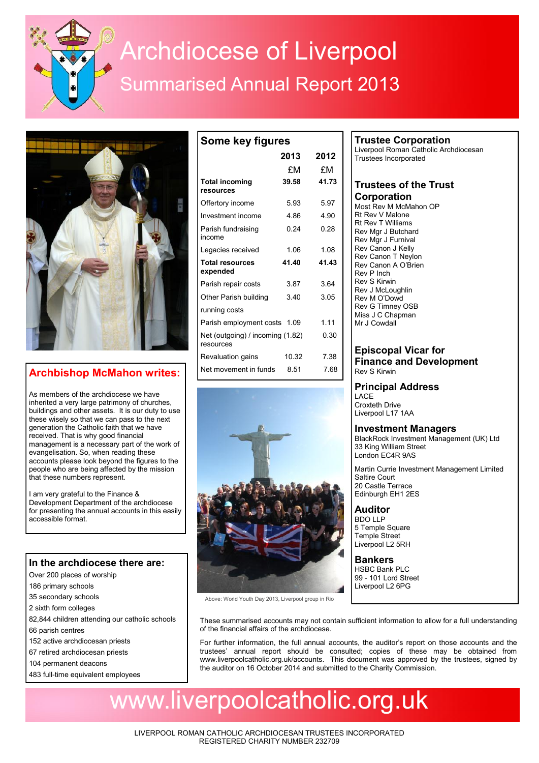# Archdiocese of Liverpool

## Summarised Annual Report 2013

## Archbishop McMahon writes:

As members of the archdiocese we have inherited a very large patrimony of churches, buildings and other assets. It is our duty to use these wisely so that we can pass to the next generation the Catholic faith that we have received. That is why good financial management is a necessary part of the work of evangelisation. So, when reading these accounts please look beyond the figures to the people who are being affected by the mission that these numbers represent.

I am very grateful to the Finance & Development Department of the archdiocese for presenting the annual accounts in this easily accessible format.

### In the archdiocese there are:

- Over 200 places of worship
- 186 primary schools
- 35 secondary schools
- 2 sixth form colleges
- 82,844 children attending our catholic schools
- 66 parish centres
- 152 active archdiocesan priests
- 67 retired archdiocesan priests
- 104 permanent deacons
- 483 full-time equivalent employees

## Some key figures

| | 2013 | 2012 |
|---|---|---|
| | £M | £M |
| **Total incoming resources** | **39.58** | **41.73** |
| Offertory income | 5.93 | 5.97 |
| Investment income | 4.86 | 4.90 |
| Parish fundraising income | 0.24 | 0.28 |
| Legacies received | 1.06 | 1.08 |
| **Total resources expended** | **41.40** | **41.43** |
| Parish repair costs | 3.87 | 3.64 |
| Other Parish building running costs | 3.40 | 3.05 |
| Parish employment costs | 1.09 | 1.11 |
| Net (outgoing) / incoming resources | (1.82) | 0.30 |
| Revaluation gains | 10.32 | 7.38 |
| Net movement in funds | 8.51 | 7.68 |

Above: World Youth Day 2013, Liverpool group in Rio

## Trustee Corporation

Liverpool Roman Catholic Archdiocesan Trustees Incorporated

## Trustees of the Trust Corporation

Most Rev M McMahon OP
Rt Rev V Malone
Rt Rev T Williams
Rev Mgr J Butchard
Rev Mgr J Furnival
Rev Canon J Kelly
Rev Canon T Neylon
Rev Canon A O'Brien
Rev P Inch
Rev S Kirwin
Rev J McLoughlin
Rev M O'Dowd
Rev G Timney OSB
Miss J C Chapman
Mr J Cowdall

## Episcopal Vicar for Finance and Development

Rev S Kirwin

## Principal Address

LACE
Croxteth Drive
Liverpool L17 1AA

## Investment Managers

BlackRock Investment Management (UK) Ltd
33 King William Street
London EC4R 9AS

Martin Currie Investment Management Limited
Saltire Court
20 Castle Terrace
Edinburgh EH1 2ES

## Auditor

BDO LLP
5 Temple Square
Temple Street
Liverpool L2 5RH

## Bankers

HSBC Bank PLC
99 - 101 Lord Street
Liverpool L2 6PG

These summarised accounts may not contain sufficient information to allow for a full understanding of the financial affairs of the archdiocese.

For further information, the full annual accounts, the auditor's report on those accounts and the trustees' annual report should be consulted; copies of these may be obtained from www.liverpoolcatholic.org.uk/accounts. This document was approved by the trustees, signed by the auditor on 16 October 2014 and submitted to the Charity Commission.

www.liverpoolcatholic.org.uk

LIVERPOOL ROMAN CATHOLIC ARCHDIOCESAN TRUSTEES INCORPORATED
REGISTERED CHARITY NUMBER 232709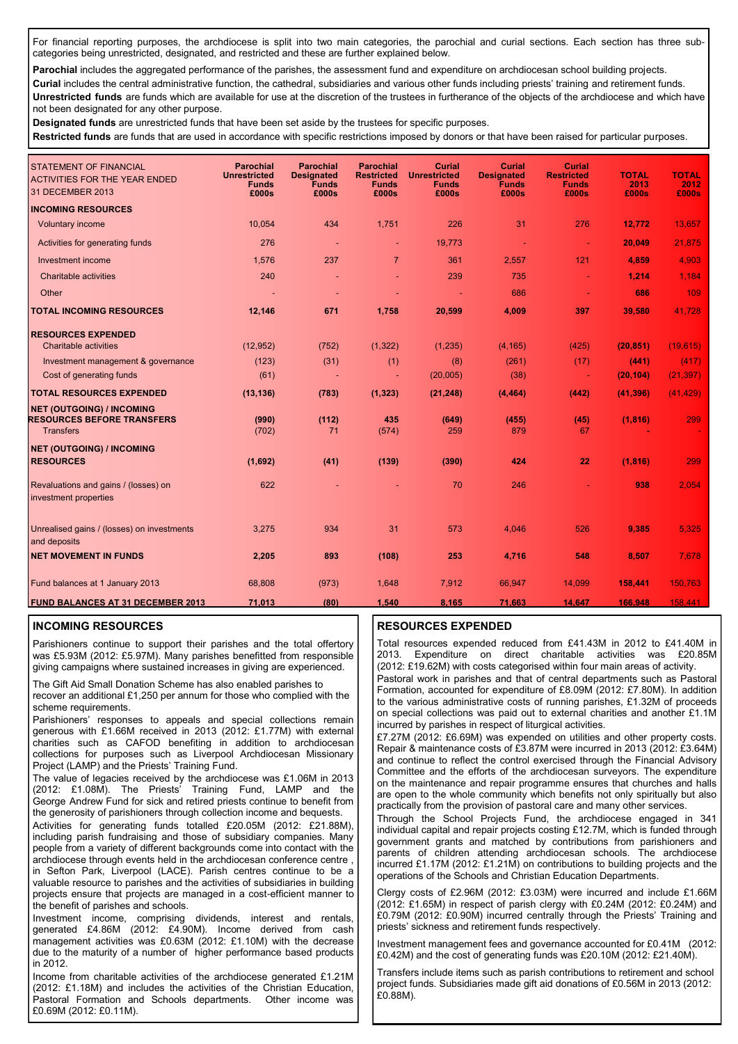For financial reporting purposes, the archdiocese is split into two main categories, the parochial and curial sections. Each section has three sub-categories being unrestricted, designated, and restricted and these are further explained below.

**Parochial** includes the aggregated performance of the parishes, the assessment fund and expenditure on archdiocesan school building projects.

**Curial** includes the central administrative function, the cathedral, subsidiaries and various other funds including priests' training and retirement funds.

**Unrestricted funds** are funds which are available for use at the discretion of the trustees in furtherance of the objects of the archdiocese and which have not been designated for any other purpose.

**Designated funds** are unrestricted funds that have been set aside by the trustees for specific purposes.

**Restricted funds** are funds that are used in accordance with specific restrictions imposed by donors or that have been raised for particular purposes.

| STATEMENT OF FINANCIAL ACTIVITIES FOR THE YEAR ENDED 31 DECEMBER 2013 | Parochial Unrestricted Funds £000s | Parochial Designated Funds £000s | Parochial Restricted Funds £000s | Curial Unrestricted Funds £000s | Curial Designated Funds £000s | Curial Restricted Funds £000s | TOTAL 2013 £000s | TOTAL 2012 £000s |
|---|---|---|---|---|---|---|---|---|
| **INCOMING RESOURCES** | | | | | | | | |
| Voluntary income | 10,054 | 434 | 1,751 | 226 | 31 | 276 | **12,772** | 13,657 |
| Activities for generating funds | 276 | - | - | 19,773 | - | - | **20,049** | 21,875 |
| Investment income | 1,576 | 237 | 7 | 361 | 2,557 | 121 | **4,859** | 4,903 |
| Charitable activities | 240 | - | - | 239 | 735 | - | **1,214** | 1,184 |
| Other | - | - | - | - | 686 | - | **686** | 109 |
| **TOTAL INCOMING RESOURCES** | **12,146** | **671** | **1,758** | **20,599** | **4,009** | **397** | **39,580** | 41,728 |
| **RESOURCES EXPENDED** | | | | | | | | |
| Charitable activities | (12,952) | (752) | (1,322) | (1,235) | (4,165) | (425) | **(20,851)** | (19,615) |
| Investment management & governance | (123) | (31) | (1) | (8) | (261) | (17) | **(441)** | (417) |
| Cost of generating funds | (61) | - | - | (20,005) | (38) | - | **(20,104)** | (21,397) |
| **TOTAL RESOURCES EXPENDED** | **(13,136)** | **(783)** | **(1,323)** | **(21,248)** | **(4,464)** | **(442)** | **(41,396)** | (41,429) |
| **NET (OUTGOING) / INCOMING RESOURCES BEFORE TRANSFERS** | **(990)** | **(112)** | **435** | **(649)** | **(455)** | **(45)** | **(1,816)** | 299 |
| Transfers | (702) | 71 | (574) | 259 | 879 | 67 | - | - |
| **NET (OUTGOING) / INCOMING RESOURCES** | **(1,692)** | **(41)** | **(139)** | **(390)** | **424** | **22** | **(1,816)** | 299 |
| Revaluations and gains / (losses) on investment properties | 622 | - | - | 70 | 246 | - | **938** | 2,054 |
| Unrealised gains / (losses) on investments and deposits | 3,275 | 934 | 31 | 573 | 4,046 | 526 | **9,385** | 5,325 |
| **NET MOVEMENT IN FUNDS** | **2,205** | **893** | **(108)** | **253** | **4,716** | **548** | **8,507** | 7,678 |
| Fund balances at 1 January 2013 | 68,808 | (973) | 1,648 | 7,912 | 66,947 | 14,099 | **158,441** | 150,763 |
| **FUND BALANCES AT 31 DECEMBER 2013** | **71,013** | **(80)** | **1,540** | **8,165** | **71,663** | **14,647** | **166,948** | 158,441 |

## INCOMING RESOURCES

Parishioners continue to support their parishes and the total offertory was £5.93M (2012: £5.97M). Many parishes benefitted from responsible giving campaigns where sustained increases in giving are experienced.

The Gift Aid Small Donation Scheme has also enabled parishes to recover an additional £1,250 per annum for those who complied with the scheme requirements.

Parishioners' responses to appeals and special collections remain generous with £1.66M received in 2013 (2012: £1.77M) with external charities such as CAFOD benefiting in addition to archdiocesan collections for purposes such as Liverpool Archdiocesan Missionary Project (LAMP) and the Priests' Training Fund.

The value of legacies received by the archdiocese was £1.06M in 2013 (2012: £1.08M). The Priests' Training Fund, LAMP and the George Andrew Fund for sick and retired priests continue to benefit from the generosity of parishioners through collection income and bequests.

Activities for generating funds totalled £20.05M (2012: £21.88M), including parish fundraising and those of subsidiary companies. Many people from a variety of different backgrounds come into contact with the archdiocese through events held in the archdiocesan conference centre , in Sefton Park, Liverpool (LACE). Parish centres continue to be a valuable resource to parishes and the activities of subsidiaries in building projects ensure that projects are managed in a cost-efficient manner to the benefit of parishes and schools.

Investment income, comprising dividends, interest and rentals, generated £4.86M (2012: £4.90M). Income derived from cash management activities was £0.63M (2012: £1.10M) with the decrease due to the maturity of a number of higher performance based products in 2012.

Income from charitable activities of the archdiocese generated £1.21M (2012: £1.18M) and includes the activities of the Christian Education, Pastoral Formation and Schools departments. Other income was £0.69M (2012: £0.11M).

## RESOURCES EXPENDED

Total resources expended reduced from £41.43M in 2012 to £41.40M in 2013. Expenditure on direct charitable activities was £20.85M (2012: £19.62M) with costs categorised within four main areas of activity.

Pastoral work in parishes and that of central departments such as Pastoral Formation, accounted for expenditure of £8.09M (2012: £7.80M). In addition to the various administrative costs of running parishes, £1.32M of proceeds on special collections was paid out to external charities and another £1.1M incurred by parishes in respect of liturgical activities.

£7.27M (2012: £6.69M) was expended on utilities and other property costs. Repair & maintenance costs of £3.87M were incurred in 2013 (2012: £3.64M) and continue to reflect the control exercised through the Financial Advisory Committee and the efforts of the archdiocesan surveyors. The expenditure on the maintenance and repair programme ensures that churches and halls are open to the whole community which benefits not only spiritually but also practically from the provision of pastoral care and many other services.

Through the School Projects Fund, the archdiocese engaged in 341 individual capital and repair projects costing £12.7M, which is funded through government grants and matched by contributions from parishioners and parents of children attending archdiocesan schools. The archdiocese incurred £1.17M (2012: £1.21M) on contributions to building projects and the operations of the Schools and Christian Education Departments.

Clergy costs of £2.96M (2012: £3.03M) were incurred and include £1.66M (2012: £1.65M) in respect of parish clergy with £0.24M (2012: £0.24M) and £0.79M (2012: £0.90M) incurred centrally through the Priests' Training and priests' sickness and retirement funds respectively.

Investment management fees and governance accounted for £0.41M (2012: £0.42M) and the cost of generating funds was £20.10M (2012: £21.40M).

Transfers include items such as parish contributions to retirement and school project funds. Subsidiaries made gift aid donations of £0.56M in 2013 (2012: £0.88M).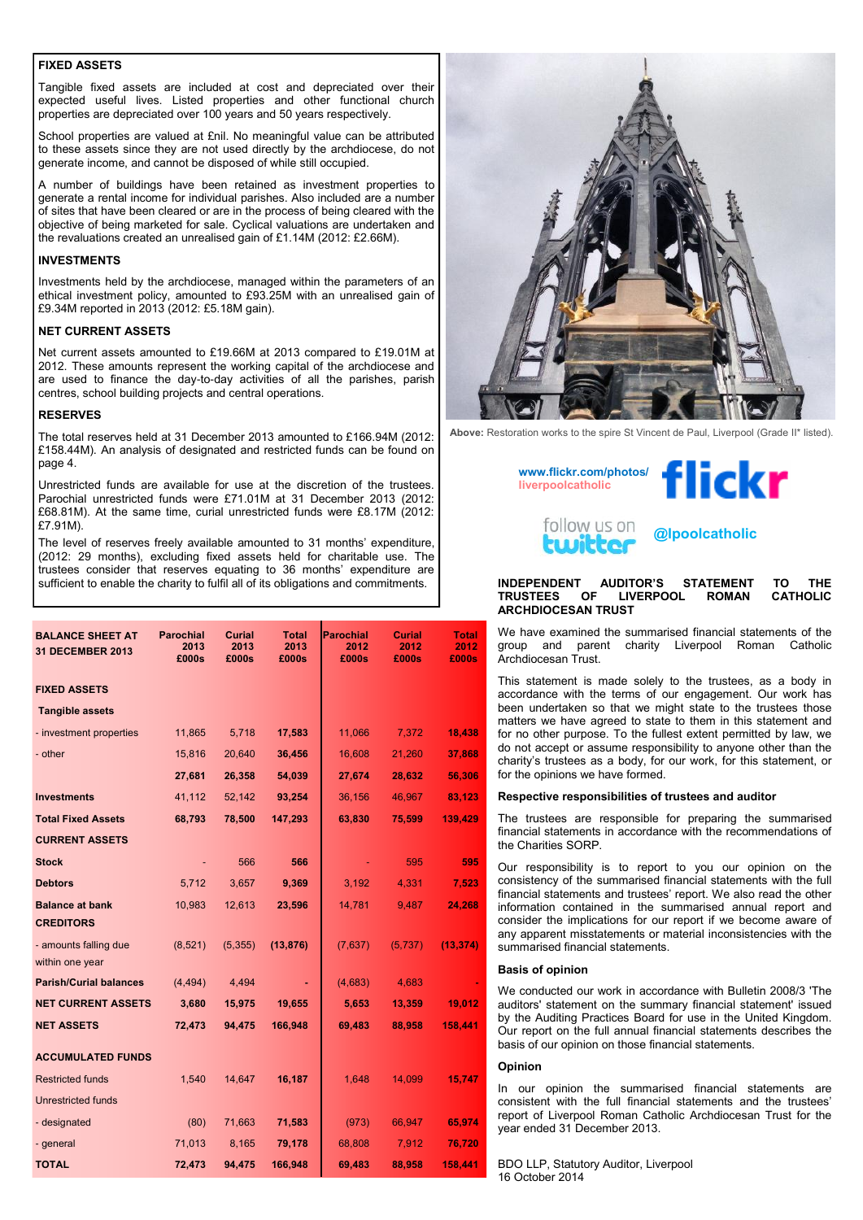### FIXED ASSETS

Tangible fixed assets are included at cost and depreciated over their expected useful lives. Listed properties and other functional church properties are depreciated over 100 years and 50 years respectively.

School properties are valued at £nil. No meaningful value can be attributed to these assets since they are not used directly by the archdiocese, do not generate income, and cannot be disposed of while still occupied.

A number of buildings have been retained as investment properties to generate a rental income for individual parishes. Also included are a number of sites that have been cleared or are in the process of being cleared with the objective of being marketed for sale. Cyclical valuations are undertaken and the revaluations created an unrealised gain of £1.14M (2012: £2.66M).

### INVESTMENTS

Investments held by the archdiocese, managed within the parameters of an ethical investment policy, amounted to £93.25M with an unrealised gain of £9.34M reported in 2013 (2012: £5.18M gain).

### NET CURRENT ASSETS

Net current assets amounted to £19.66M at 2013 compared to £19.01M at 2012. These amounts represent the working capital of the archdiocese and are used to finance the day-to-day activities of all the parishes, parish centres, school building projects and central operations.

### RESERVES

The total reserves held at 31 December 2013 amounted to £166.94M (2012: £158.44M). An analysis of designated and restricted funds can be found on page 4.

Unrestricted funds are available for use at the discretion of the trustees. Parochial unrestricted funds were £71.01M at 31 December 2013 (2012: £68.81M). At the same time, curial unrestricted funds were £8.17M (2012: £7.91M).

The level of reserves freely available amounted to 31 months' expenditure, (2012: 29 months), excluding fixed assets held for charitable use. The trustees consider that reserves equating to 36 months' expenditure are sufficient to enable the charity to fulfil all of its obligations and commitments.

| BALANCE SHEET AT 31 DECEMBER 2013 | Parochial 2013 £000s | Curial 2013 £000s | Total 2013 £000s | Parochial 2012 £000s | Curial 2012 £000s | Total 2012 £000s |
|---|---|---|---|---|---|---|
| **FIXED ASSETS** | | | | | | |
| **Tangible assets** | | | | | | |
| - investment properties | 11,865 | 5,718 | **17,583** | 11,066 | 7,372 | **18,438** |
| - other | 15,816 | 20,640 | **36,456** | 16,608 | 21,260 | **37,868** |
| | **27,681** | **26,358** | **54,039** | **27,674** | **28,632** | **56,306** |
| **Investments** | 41,112 | 52,142 | **93,254** | 36,156 | 46,967 | **83,123** |
| **Total Fixed Assets** | **68,793** | **78,500** | **147,293** | **63,830** | **75,599** | **139,429** |
| **CURRENT ASSETS** | | | | | | |
| **Stock** | - | 566 | **566** | - | 595 | **595** |
| **Debtors** | 5,712 | 3,657 | **9,369** | 3,192 | 4,331 | **7,523** |
| **Balance at bank** | 10,983 | 12,613 | **23,596** | 14,781 | 9,487 | **24,268** |
| **CREDITORS** | | | | | | |
| - amounts falling due within one year | (8,521) | (5,355) | **(13,876)** | (7,637) | (5,737) | **(13,374)** |
| **Parish/Curial balances** | (4,494) | 4,494 | **-** | (4,683) | 4,683 | **-** |
| **NET CURRENT ASSETS** | **3,680** | **15,975** | **19,655** | **5,653** | **13,359** | **19,012** |
| **NET ASSETS** | **72,473** | **94,475** | **166,948** | **69,483** | **88,958** | **158,441** |
| **ACCUMULATED FUNDS** | | | | | | |
| Restricted funds | 1,540 | 14,647 | **16,187** | 1,648 | 14,099 | **15,747** |
| Unrestricted funds | | | | | | |
| - designated | (80) | 71,663 | **71,583** | (973) | 66,947 | **65,974** |
| - general | 71,013 | 8,165 | **79,178** | 68,808 | 7,912 | **76,720** |
| **TOTAL** | **72,473** | **94,475** | **166,948** | **69,483** | **88,958** | **158,441** |

**Above:** Restoration works to the spire St Vincent de Paul, Liverpool (Grade II* listed).

www.flickr.com/photos/liverpoolcatholic

follow us on twitter @lpoolcatholic

### INDEPENDENT AUDITOR'S STATEMENT TO THE TRUSTEES OF LIVERPOOL ROMAN CATHOLIC ARCHDIOCESAN TRUST

We have examined the summarised financial statements of the group and parent charity Liverpool Roman Catholic Archdiocesan Trust.

This statement is made solely to the trustees, as a body in accordance with the terms of our engagement. Our work has been undertaken so that we might state to the trustees those matters we have agreed to state to them in this statement and for no other purpose. To the fullest extent permitted by law, we do not accept or assume responsibility to anyone other than the charity's trustees as a body, for our work, for this statement, or for the opinions we have formed.

**Respective responsibilities of trustees and auditor**

The trustees are responsible for preparing the summarised financial statements in accordance with the recommendations of the Charities SORP.

Our responsibility is to report to you our opinion on the consistency of the summarised financial statements with the full financial statements and trustees' report. We also read the other information contained in the summarised annual report and consider the implications for our report if we become aware of any apparent misstatements or material inconsistencies with the summarised financial statements.

**Basis of opinion**

We conducted our work in accordance with Bulletin 2008/3 'The auditors' statement on the summary financial statement' issued by the Auditing Practices Board for use in the United Kingdom. Our report on the full annual financial statements describes the basis of our opinion on those financial statements.

**Opinion**

In our opinion the summarised financial statements are consistent with the full financial statements and the trustees' report of Liverpool Roman Catholic Archdiocesan Trust for the year ended 31 December 2013.

BDO LLP, Statutory Auditor, Liverpool
16 October 2014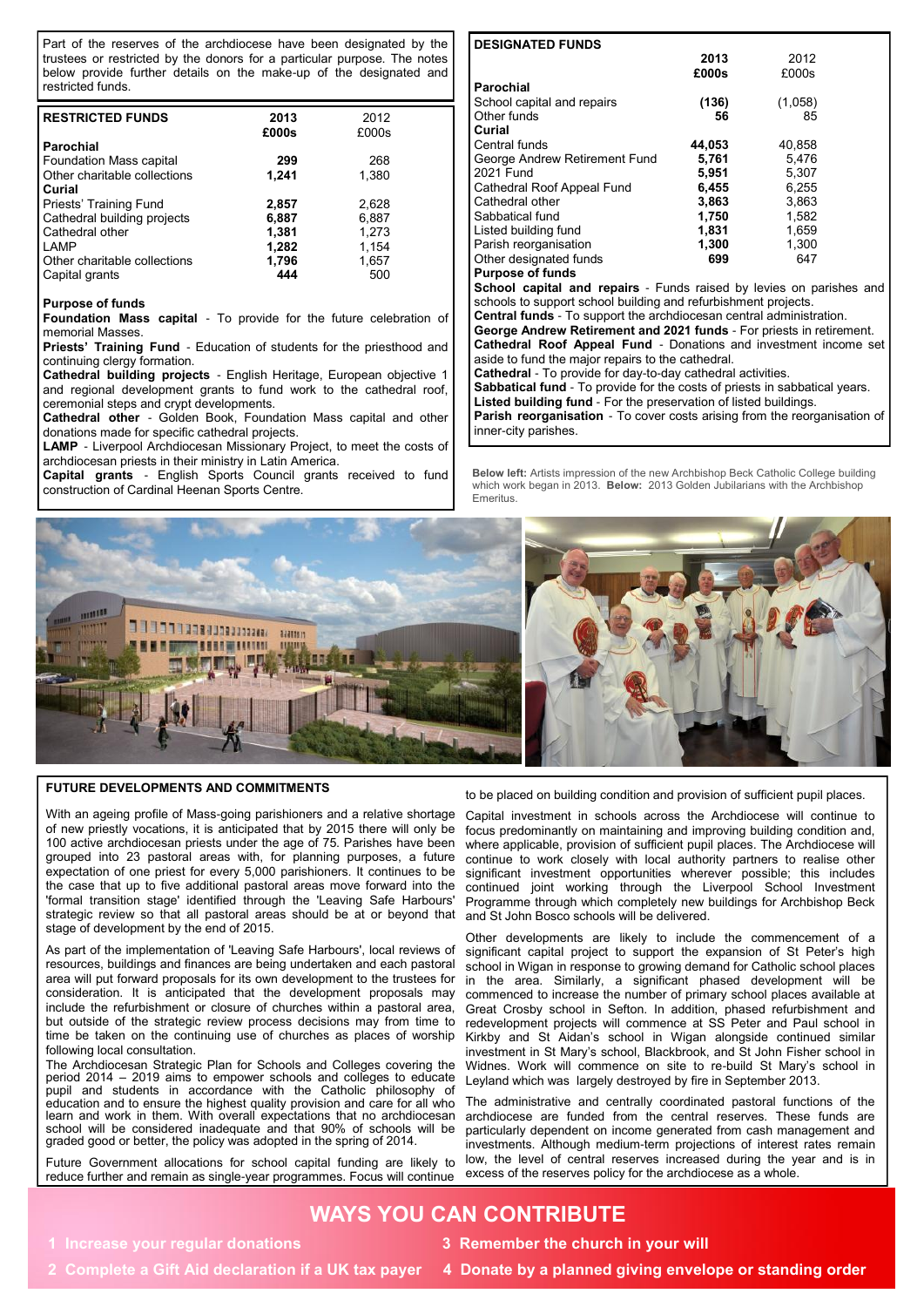Part of the reserves of the archdiocese have been designated by the trustees or restricted by the donors for a particular purpose. The notes below provide further details on the make-up of the designated and restricted funds.

## RESTRICTED FUNDS

| | 2013 £000s | 2012 £000s |
|---|---|---|
| **Parochial** | | |
| Foundation Mass capital | **299** | 268 |
| Other charitable collections | **1,241** | 1,380 |
| **Curial** | | |
| Priests' Training Fund | **2,857** | 2,628 |
| Cathedral building projects | **6,887** | 6,887 |
| Cathedral other | **1,381** | 1,273 |
| LAMP | **1,282** | 1,154 |
| Other charitable collections | **1,796** | 1,657 |
| Capital grants | **444** | 500 |

**Purpose of funds**

**Foundation Mass capital** - To provide for the future celebration of memorial Masses.

**Priests' Training Fund** - Education of students for the priesthood and continuing clergy formation.

**Cathedral building projects** - English Heritage, European objective 1 and regional development grants to fund work to the cathedral roof, ceremonial steps and crypt developments.

**Cathedral other** - Golden Book, Foundation Mass capital and other donations made for specific cathedral projects.

**LAMP** - Liverpool Archdiocesan Missionary Project, to meet the costs of archdiocesan priests in their ministry in Latin America.

**Capital grants** - English Sports Council grants received to fund construction of Cardinal Heenan Sports Centre.

## DESIGNATED FUNDS

| | 2013 £000s | 2012 £000s |
|---|---|---|
| **Parochial** | | |
| School capital and repairs | **(136)** | (1,058) |
| Other funds | **56** | 85 |
| **Curial** | | |
| Central funds | **44,053** | 40,858 |
| George Andrew Retirement Fund | **5,761** | 5,476 |
| 2021 Fund | **5,951** | 5,307 |
| Cathedral Roof Appeal Fund | **6,455** | 6,255 |
| Cathedral other | **3,863** | 3,863 |
| Sabbatical fund | **1,750** | 1,582 |
| Listed building fund | **1,831** | 1,659 |
| Parish reorganisation | **1,300** | 1,300 |
| Other designated funds | **699** | 647 |

**Purpose of funds**

**School capital and repairs** - Funds raised by levies on parishes and schools to support school building and refurbishment projects.

**Central funds** - To support the archdiocesan central administration.

**George Andrew Retirement and 2021 funds** - For priests in retirement.

**Cathedral Roof Appeal Fund** - Donations and investment income set aside to fund the major repairs to the cathedral.

**Cathedral** - To provide for day-to-day cathedral activities.

**Sabbatical fund** - To provide for the costs of priests in sabbatical years.

**Listed building fund** - For the preservation of listed buildings.

**Parish reorganisation** - To cover costs arising from the reorganisation of inner-city parishes.

**Below left:** Artists impression of the new Archbishop Beck Catholic College building which work began in 2013. **Below:** 2013 Golden Jubilarians with the Archbishop Emeritus.

## FUTURE DEVELOPMENTS AND COMMITMENTS

With an ageing profile of Mass-going parishioners and a relative shortage of new priestly vocations, it is anticipated that by 2015 there will only be 100 active archdiocesan priests under the age of 75. Parishes have been grouped into 23 pastoral areas with, for planning purposes, a future expectation of one priest for every 5,000 parishioners. It continues to be the case that up to five additional pastoral areas move forward into the 'formal transition stage' identified through the 'Leaving Safe Harbours' strategic review so that all pastoral areas should be at or beyond that stage of development by the end of 2015.

As part of the implementation of 'Leaving Safe Harbours', local reviews of resources, buildings and finances are being undertaken and each pastoral area will put forward proposals for its own development to the trustees for consideration. It is anticipated that the development proposals may include the refurbishment or closure of churches within a pastoral area, but outside of the strategic review process decisions may from time to time be taken on the continuing use of churches as places of worship following local consultation.

The Archdiocesan Strategic Plan for Schools and Colleges covering the period 2014 – 2019 aims to empower schools and colleges to educate pupil and students in accordance with the Catholic philosophy of education and to ensure the highest quality provision and care for all who learn and work in them. With overall expectations that no archdiocesan school will be considered inadequate and that 90% of schools will be graded good or better, the policy was adopted in the spring of 2014.

Future Government allocations for school capital funding are likely to reduce further and remain as single-year programmes. Focus will continue to be placed on building condition and provision of sufficient pupil places.

Capital investment in schools across the Archdiocese will continue to focus predominantly on maintaining and improving building condition and, where applicable, provision of sufficient pupil places. The Archdiocese will continue to work closely with local authority partners to realise other significant investment opportunities wherever possible; this includes continued joint working through the Liverpool School Investment Programme through which completely new buildings for Archbishop Beck and St John Bosco schools will be delivered.

Other developments are likely to include the commencement of a significant capital project to support the expansion of St Peter's high school in Wigan in response to growing demand for Catholic school places in the area. Similarly, a significant phased development will be commenced to increase the number of primary school places available at Great Crosby school in Sefton. In addition, phased refurbishment and redevelopment projects will commence at SS Peter and Paul school in Kirkby and St Aidan's school in Wigan alongside continued similar investment in St Mary's school, Blackbrook, and St John Fisher school in Widnes. Work will commence on site to re-build St Mary's school in Leyland which was largely destroyed by fire in September 2013.

The administrative and centrally coordinated pastoral functions of the archdiocese are funded from the central reserves. These funds are particularly dependent on income generated from cash management and investments. Although medium-term projections of interest rates remain low, the level of central reserves increased during the year and is in excess of the reserves policy for the archdiocese as a whole.

## WAYS YOU CAN CONTRIBUTE

1. Increase your regular donations
2. Complete a Gift Aid declaration if a UK tax payer
3. Remember the church in your will
4. Donate by a planned giving envelope or standing order